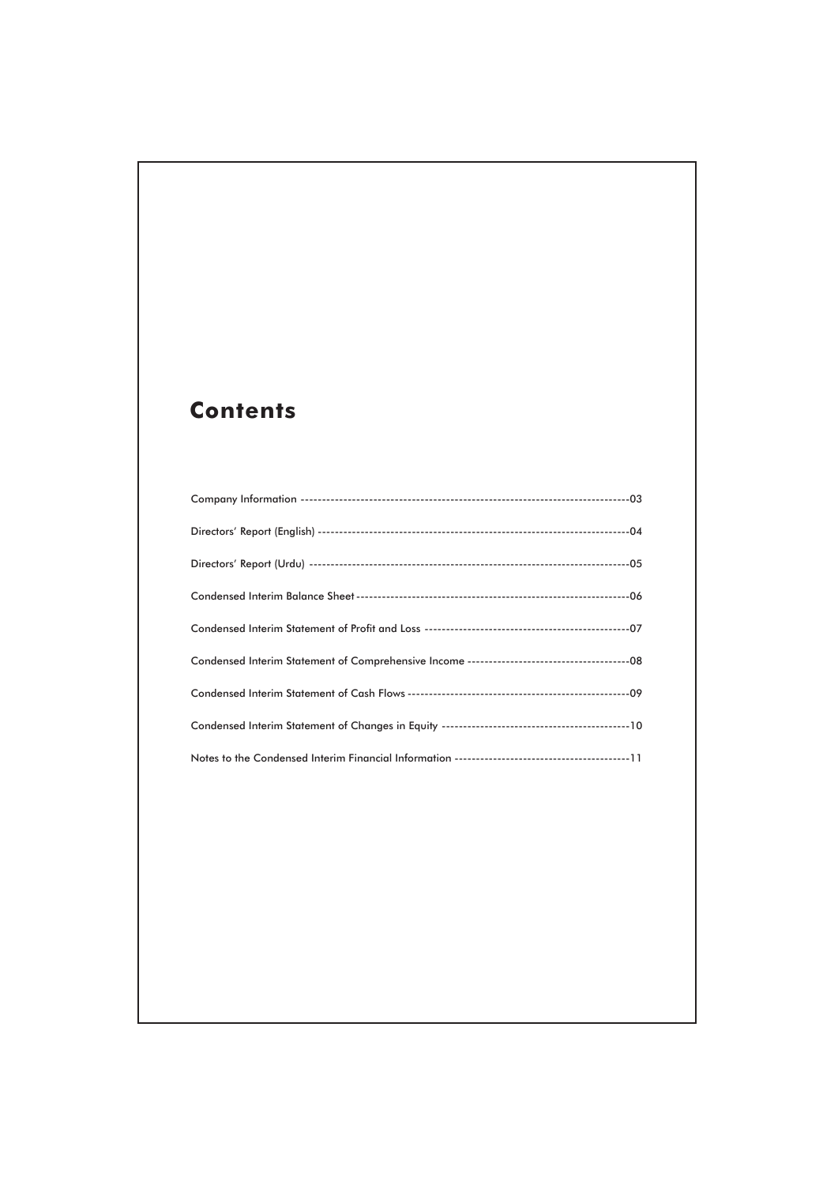# Contents

Company Information --------------------------------------------------------------------------------03

Directors' Report (English) ---------------------------------------------------------------------------04

Directors' Report (Urdu) ------------------------------------------------------------------------------05

Condensed Interim Balance Sheet ---------------------------------------------------------------------06

Condensed Interim Statement of Profit and Loss ------------------------------------------------07

Condensed Interim Statement of Comprehensive Income ----------------------------------------08

Condensed Interim Statement of Cash Flows -----------------------------------------------------09

Condensed Interim Statement of Changes in Equity -------------------------------------------10

Notes to the Condensed Interim Financial Information ----------------------------------------11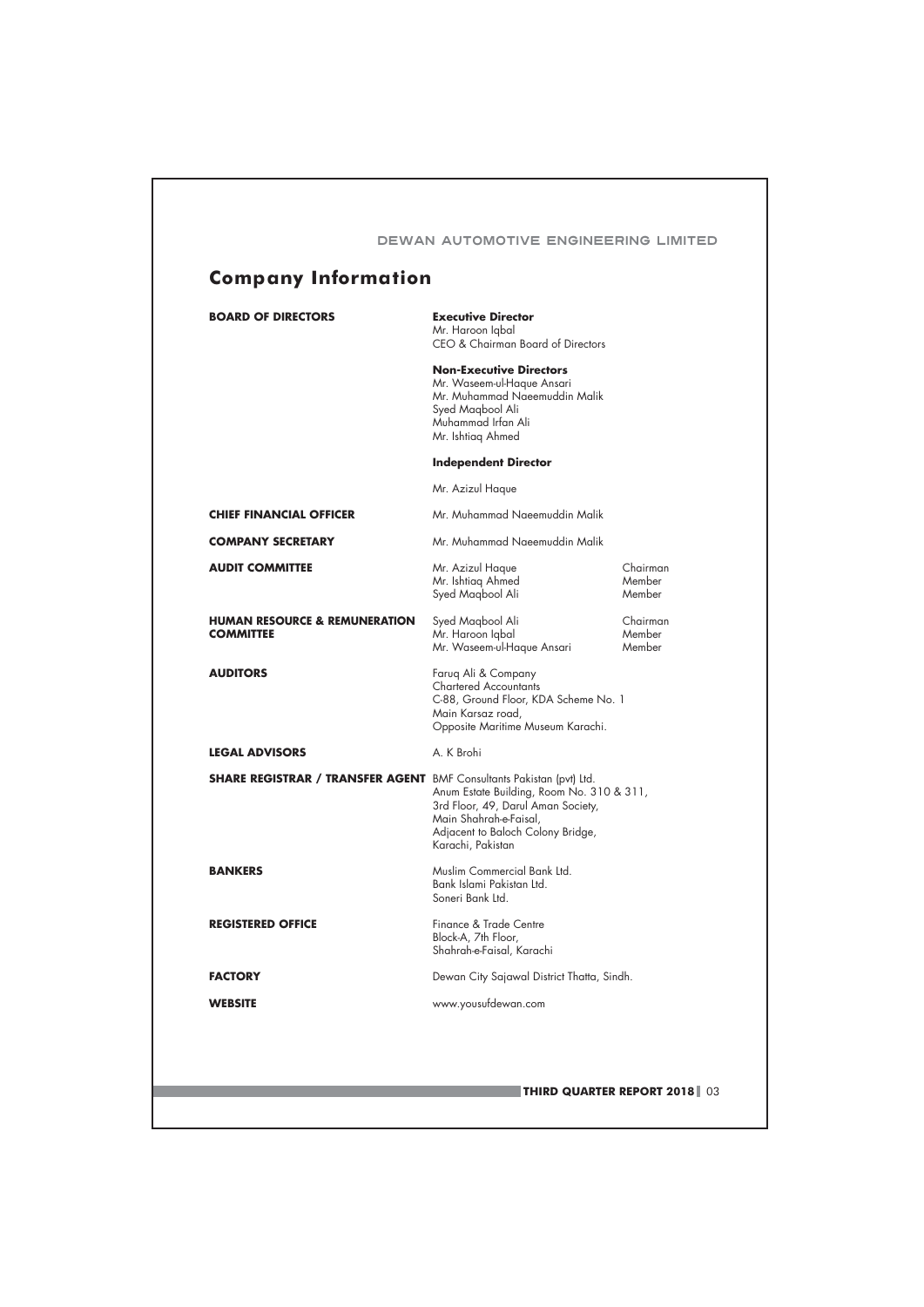# Company Information

| | | |
|---|---|---|
| **BOARD OF DIRECTORS** | **Executive Director**<br>Mr. Haroon Iqbal<br>CEO & Chairman Board of Directors | |
| | **Non-Executive Directors**<br>Mr. Waseem-ul-Haque Ansari<br>Mr. Muhammad Naeemuddin Malik<br>Syed Maqbool Ali<br>Muhammad Irfan Ali<br>Mr. Ishtiaq Ahmed | |
| | **Independent Director**<br>Mr. Azizul Haque | |
| **CHIEF FINANCIAL OFFICER** | Mr. Muhammad Naeemuddin Malik | |
| **COMPANY SECRETARY** | Mr. Muhammad Naeemuddin Malik | |
| **AUDIT COMMITTEE** | Mr. Azizul Haque | Chairman |
| | Mr. Ishtiaq Ahmed | Member |
| | Syed Maqbool Ali | Member |
| **HUMAN RESOURCE & REMUNERATION COMMITTEE** | Syed Maqbool Ali | Chairman |
| | Mr. Haroon Iqbal | Member |
| | Mr. Waseem-ul-Haque Ansari | Member |
| **AUDITORS** | Faruq Ali & Company<br>Chartered Accountants<br>C-88, Ground Floor, KDA Scheme No. 1<br>Main Karsaz road,<br>Opposite Maritime Museum Karachi. | |
| **LEGAL ADVISORS** | A. K Brohi | |
| **SHARE REGISTRAR / TRANSFER AGENT** | BMF Consultants Pakistan (pvt) Ltd.<br>Anum Estate Building, Room No. 310 & 311,<br>3rd Floor, 49, Darul Aman Society,<br>Main Shahrah-e-Faisal,<br>Adjacent to Baloch Colony Bridge,<br>Karachi, Pakistan | |
| **BANKERS** | Muslim Commercial Bank Ltd.<br>Bank Islami Pakistan Ltd.<br>Soneri Bank Ltd. | |
| **REGISTERED OFFICE** | Finance & Trade Centre<br>Block-A, 7th Floor,<br>Shahrah-e-Faisal, Karachi | |
| **FACTORY** | Dewan City Sajawal District Thatta, Sindh. | |
| **WEBSITE** | www.yousufdewan.com | |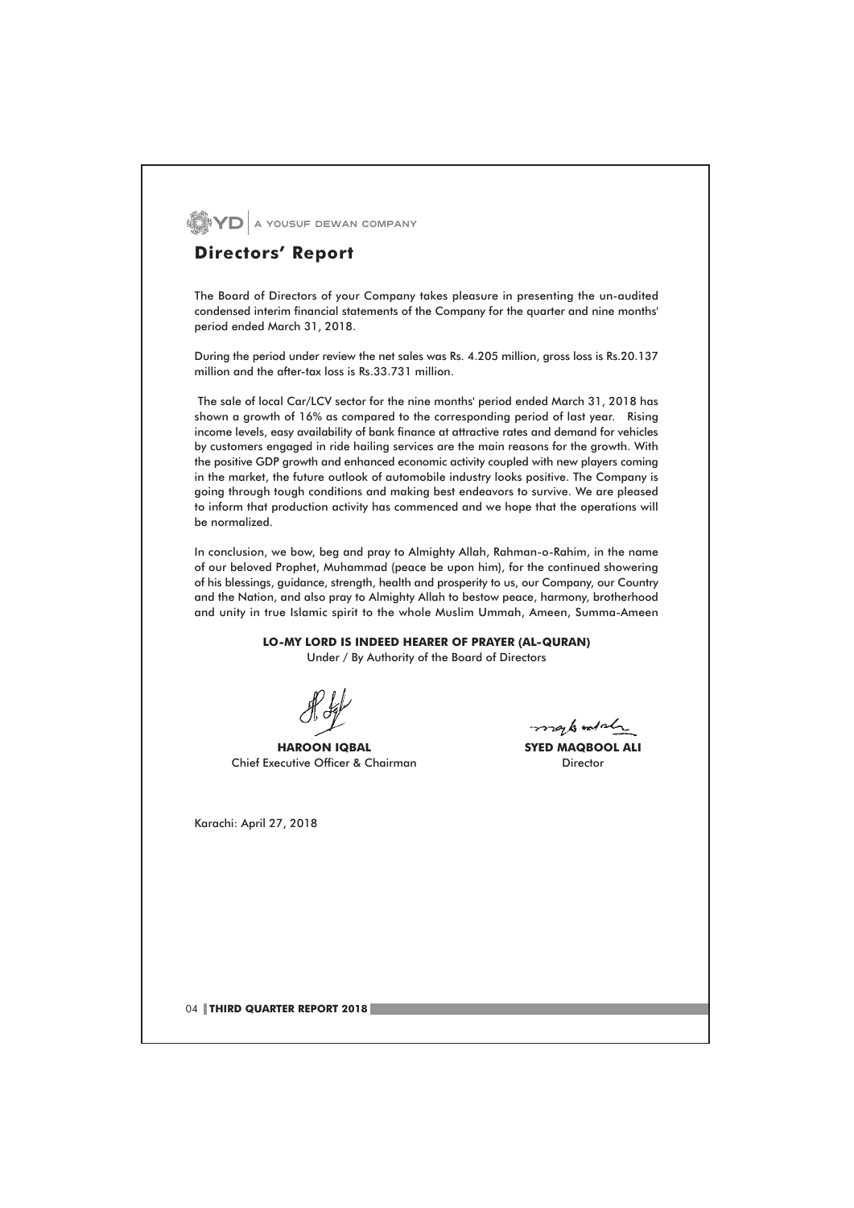# Directors' Report

The Board of Directors of your Company takes pleasure in presenting the un-audited condensed interim financial statements of the Company for the quarter and nine months' period ended March 31, 2018.

During the period under review the net sales was Rs. 4.205 million, gross loss is Rs.20.137 million and the after-tax loss is Rs.33.731 million.

The sale of local Car/LCV sector for the nine months' period ended March 31, 2018 has shown a growth of 16% as compared to the corresponding period of last year. Rising income levels, easy availability of bank finance at attractive rates and demand for vehicles by customers engaged in ride hailing services are the main reasons for the growth. With the positive GDP growth and enhanced economic activity coupled with new players coming in the market, the future outlook of automobile industry looks positive. The Company is going through tough conditions and making best endeavors to survive. We are pleased to inform that production activity has commenced and we hope that the operations will be normalized.

In conclusion, we bow, beg and pray to Almighty Allah, Rahman-o-Rahim, in the name of our beloved Prophet, Muhammad (peace be upon him), for the continued showering of his blessings, guidance, strength, health and prosperity to us, our Company, our Country and the Nation, and also pray to Almighty Allah to bestow peace, harmony, brotherhood and unity in true Islamic spirit to the whole Muslim Ummah, Ameen, Summa-Ameen

**LO-MY LORD IS INDEED HEARER OF PRAYER (AL-QURAN)**

Under / By Authority of the Board of Directors

**HAROON IQBAL**
Chief Executive Officer & Chairman

**SYED MAQBOOL ALI**
Director

Karachi: April 27, 2018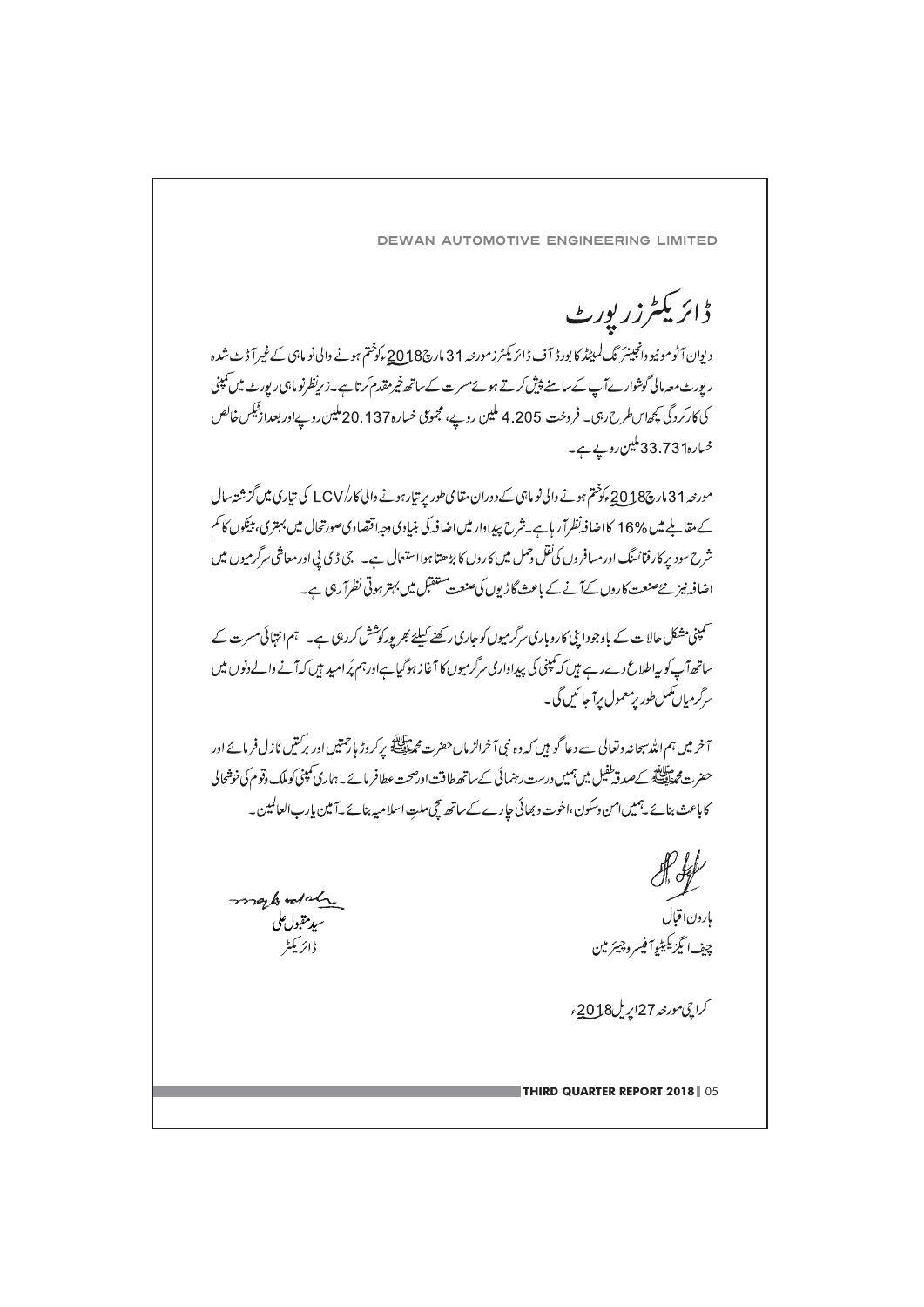# ڈائریکٹرز رپورٹ

دیوان آٹو موٹیو انجینئرنگ لمیٹڈ کا بورڈ آف ڈائریکٹرز مورخہ 31 مارچ 2018ء کو ختم ہونے والی نو ماہی کے غیر آڈٹ شدہ رپورٹ معہ مالی گوشوارے آپ کے سامنے پیش کرتے ہوئے مسرت کے ساتھ خیر مقدم کرتا ہے۔ زیر نظر نو ماہی رپورٹ میں کمپنی کی کارکردگی کچھ اس طرح رہی۔ فروخت 4.205 ملین روپے، مجموعی خسارہ 20.137 ملین روپے اور بعد از ٹیکس خالص خسارہ 33.731 ملین روپے ہے۔

مورخہ 31 مارچ 2018ء کو ختم ہونے والی نو ماہی کے دوران مقامی طور پر تیار ہونے والی کار/LCV کی تیاری میں گزشتہ سال کے مقابلے میں 16% کا اضافہ نظر آرہا ہے۔ شرح پیداوار میں اضافہ کی بنیادی وجہ اقتصادی صورتحال میں بہتری، بینکوں کا کم شرح سود پر کار فنانسنگ اور مسافروں کی نقل و حمل میں کاروں کا بڑھتا ہوا استعمال ہے۔ جی ڈی پی اور معاشی سرگرمیوں میں اضافہ نیز نئے صنعت کاروں کے آنے کے باعث گاڑیوں کی صنعت مستقبل میں بہتر ہوتی نظر آرہی ہے۔

کمپنی مشکل حالات کے باوجود اپنی کاروباری سرگرمیوں کو جاری رکھنے کیلئے بھرپور کوشش کررہی ہے۔ ہم انتہائی مسرت کے ساتھ آپ کو یہ اطلاع دے رہے ہیں کہ کمپنی کی پیداواری سرگرمیوں کا آغاز ہوگیا ہے اور ہم پُر امید ہیں کہ آنے والے دنوں میں سرگرمیاں مکمل طور پر معمول پر آجائیں گی۔

آخر میں ہم اللہ سبحانہ وتعالیٰ سے دعا گو ہیں کہ وہ نبی آخرالزماں حضرت محمد ﷺ پر کروڑہا رحمتیں اور برکتیں نازل فرمائے اور حضرت محمد ﷺ کے صدقہ طفیل میں ہمیں درست رہنمائی کے ساتھ طاقت اور صحت عطا فرمائے۔ ہماری کمپنی کو ملک و قوم کی خوشحالی کا باعث بنائے۔ ہمیں امن و سکون، اخوت و بھائی چارے کے ساتھ سچی ملتِ اسلامیہ بنائے۔ آمین یا رب العالمین۔

ہارون اقبال
چیف ایگزیکیٹو آفیسر و چیئرمین

سید مقبول علی
ڈائریکٹر

کراچی مورخہ 27 اپریل 2018ء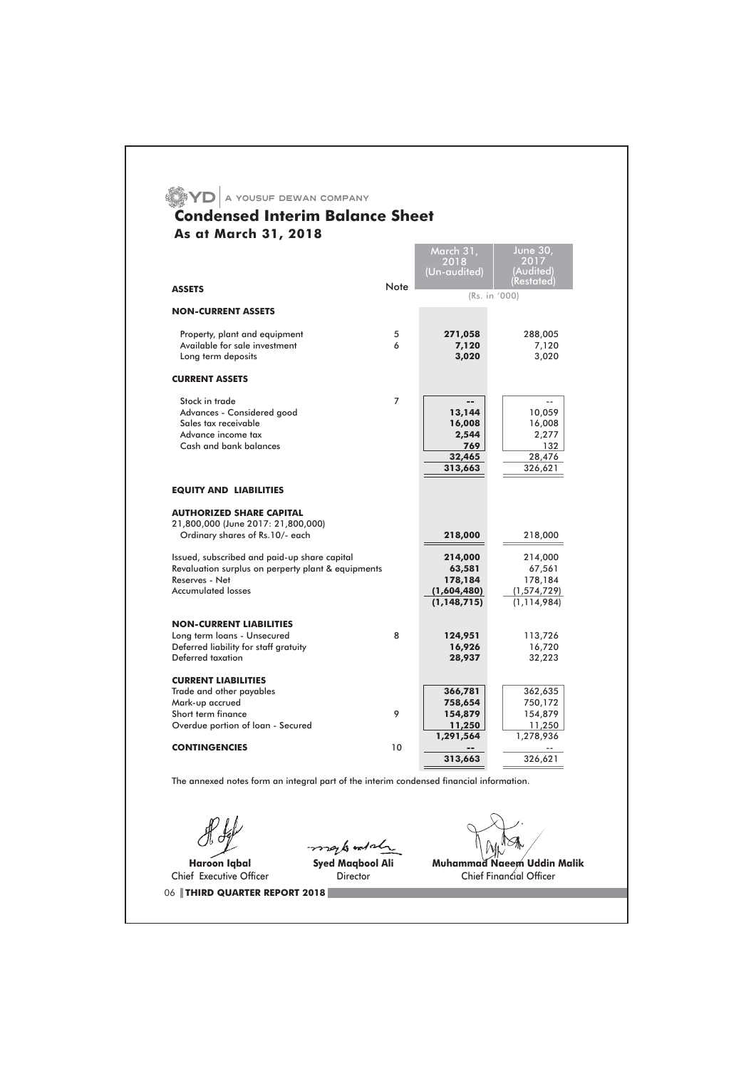A YOUSUF DEWAN COMPANY

# Condensed Interim Balance Sheet

## As at March 31, 2018

| | Note | March 31, 2018 (Un-audited) | June 30, 2017 (Audited) (Restated) |
|---|---|---|---|
| **ASSETS** | | (Rs. in '000) | |
| **NON-CURRENT ASSETS** | | | |
| Property, plant and equipment | 5 | **271,058** | 288,005 |
| Available for sale investment | 6 | **7,120** | 7,120 |
| Long term deposits | | **3,020** | 3,020 |
| **CURRENT ASSETS** | | | |
| Stock in trade | 7 | **--** | -- |
| Advances - Considered good | | **13,144** | 10,059 |
| Sales tax receivable | | **16,008** | 16,008 |
| Advance income tax | | **2,544** | 2,277 |
| Cash and bank balances | | **769** | 132 |
| | | **32,465** | 28,476 |
| | | **313,663** | 326,621 |
| **EQUITY AND LIABILITIES** | | | |
| **AUTHORIZED SHARE CAPITAL** | | | |
| 21,800,000 (June 2017: 21,800,000) Ordinary shares of Rs.10/- each | | **218,000** | 218,000 |
| Issued, subscribed and paid-up share capital | | **214,000** | 214,000 |
| Revaluation surplus on perperty plant & equipments | | **63,581** | 67,561 |
| Reserves - Net | | **178,184** | 178,184 |
| Accumulated losses | | **(1,604,480)** | (1,574,729) |
| | | **(1,148,715)** | (1,114,984) |
| **NON-CURRENT LIABILITIES** | | | |
| Long term loans - Unsecured | 8 | **124,951** | 113,726 |
| Deferred liability for staff gratuity | | **16,926** | 16,720 |
| Deferred taxation | | **28,937** | 32,223 |
| **CURRENT LIABILITIES** | | | |
| Trade and other payables | | **366,781** | 362,635 |
| Mark-up accrued | | **758,654** | 750,172 |
| Short term finance | 9 | **154,879** | 154,879 |
| Overdue portion of loan - Secured | | **11,250** | 11,250 |
| | | **1,291,564** | 1,278,936 |
| **CONTINGENCIES** | 10 | **--** | -- |
| | | **313,663** | 326,621 |

The annexed notes form an integral part of the interim condensed financial information.

| **Haroon Iqbal** | **Syed Maqbool Ali** | **Muhammad Naeem Uddin Malik** |
|---|---|---|
| Chief Executive Officer | Director | Chief Financial Officer |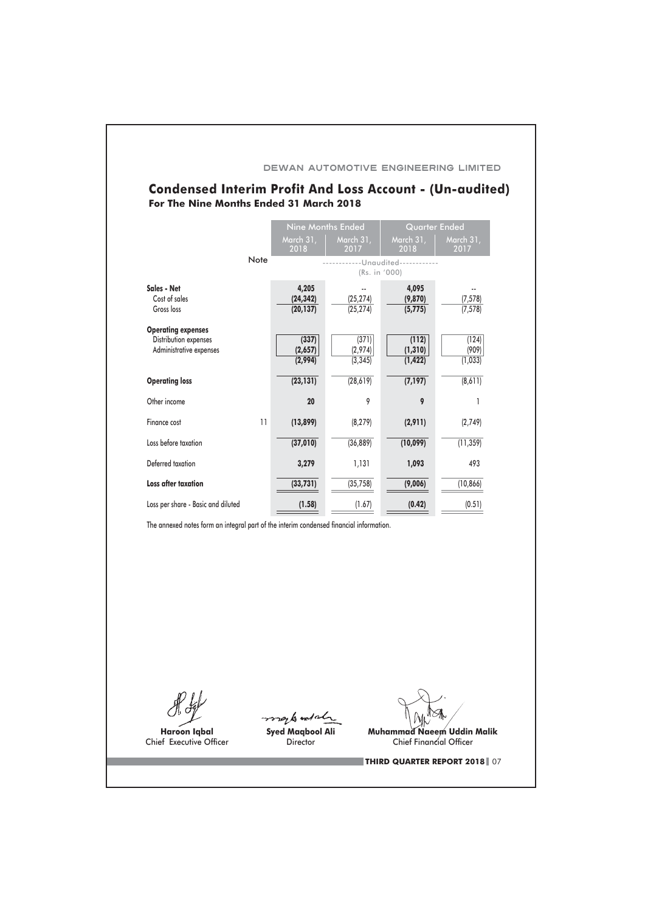DEWAN AUTOMOTIVE ENGINEERING LIMITED

# Condensed Interim Profit And Loss Account - (Un-audited)
## For The Nine Months Ended 31 March 2018

| | Note | Nine Months Ended | | Quarter Ended | |
|---|---|---|---|---|---|
| | | March 31, 2018 | March 31, 2017 | March 31, 2018 | March 31, 2017 |
| | | ------------Unaudited------------ (Rs. in '000) | | | |
| **Sales - Net** | | **4,205** | -- | **4,095** | -- |
| Cost of sales | | **(24,342)** | (25,274) | **(9,870)** | (7,578) |
| Gross loss | | **(20,137)** | (25,274) | **(5,775)** | (7,578) |
| **Operating expenses** | | | | | |
| Distribution expenses | | **(337)** | (371) | **(112)** | (124) |
| Administrative expenses | | **(2,657)** | (2,974) | **(1,310)** | (909) |
| | | **(2,994)** | (3,345) | **(1,422)** | (1,033) |
| **Operating loss** | | **(23,131)** | (28,619) | **(7,197)** | (8,611) |
| Other income | | **20** | 9 | **9** | 1 |
| Finance cost | 11 | **(13,899)** | (8,279) | **(2,911)** | (2,749) |
| Loss before taxation | | **(37,010)** | (36,889) | **(10,099)** | (11,359) |
| Deferred taxation | | **3,279** | 1,131 | **1,093** | 493 |
| **Loss after taxation** | | **(33,731)** | (35,758) | **(9,006)** | (10,866) |
| Loss per share - Basic and diluted | | **(1.58)** | (1.67) | **(0.42)** | (0.51) |

The annexed notes form an integral part of the interim condensed financial information.

**Haroon Iqbal**
Chief Executive Officer

**Syed Maqbool Ali**
Director

**Muhammad Naeem Uddin Malik**
Chief Financial Officer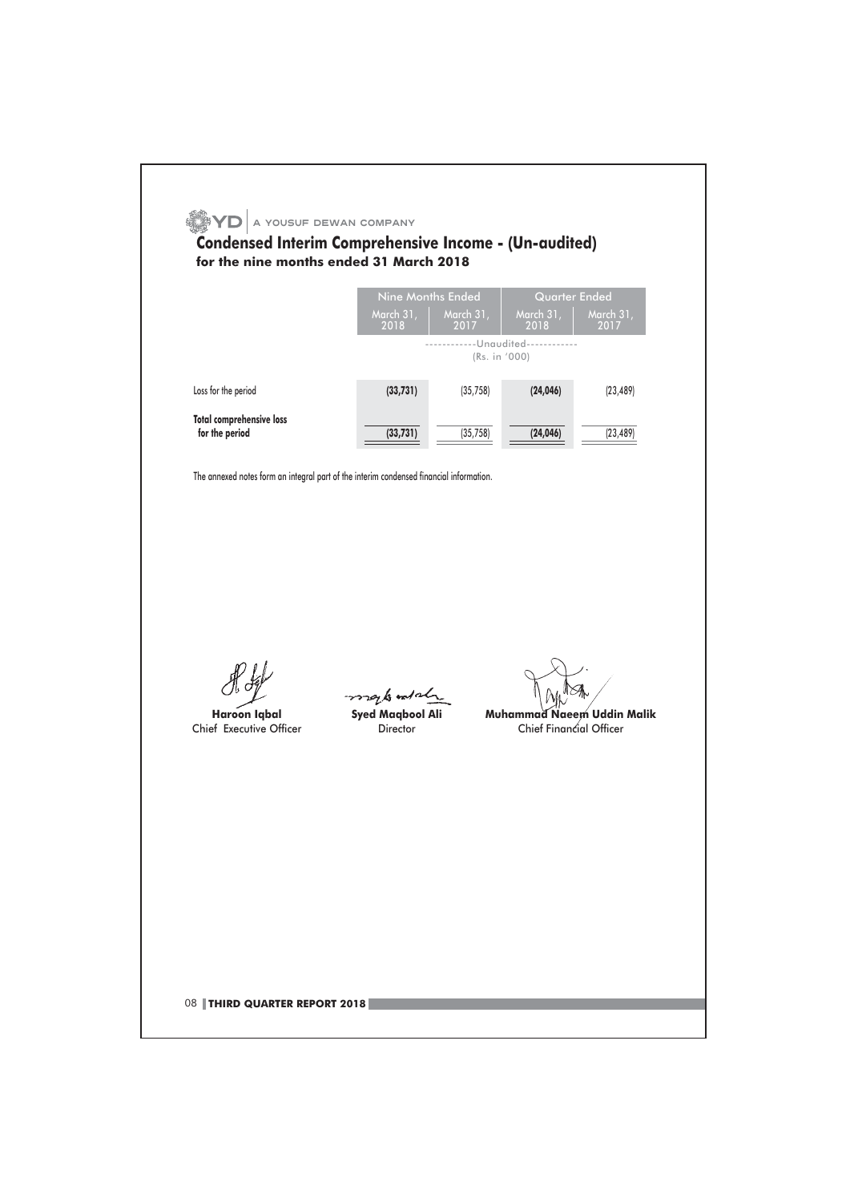# Condensed Interim Comprehensive Income - (Un-audited)

## for the nine months ended 31 March 2018

| | Nine Months Ended | | Quarter Ended | |
|---|---|---|---|---|
| | March 31, 2018 | March 31, 2017 | March 31, 2018 | March 31, 2017 |
| | ------------Unaudited------------ (Rs. in '000) | | | |
| Loss for the period | **(33,731)** | (35,758) | **(24,046)** | (23,489) |
| **Total comprehensive loss for the period** | **(33,731)** | (35,758) | **(24,046)** | (23,489) |

The annexed notes form an integral part of the interim condensed financial information.

**Haroon Iqbal**
Chief Executive Officer

**Syed Maqbool Ali**
Director

**Muhammad Naeem Uddin Malik**
Chief Financial Officer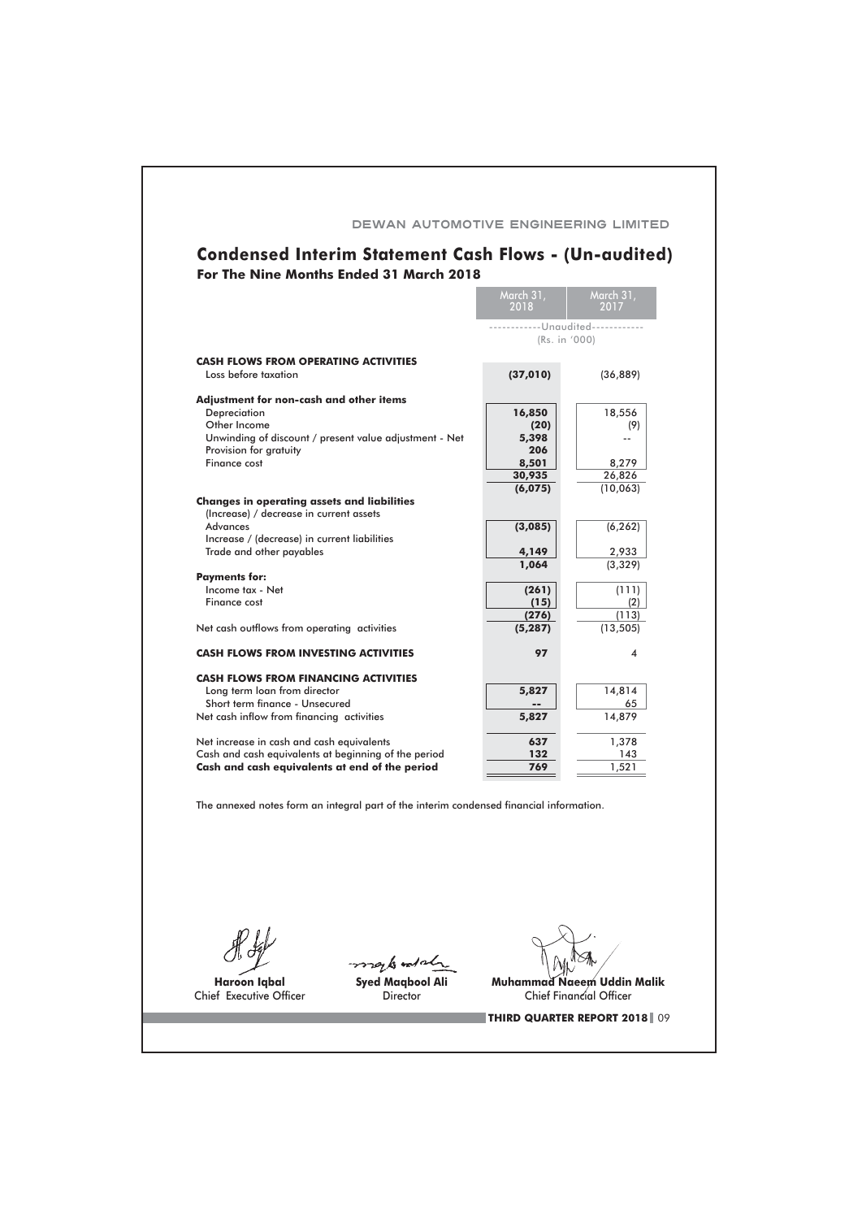DEWAN AUTOMOTIVE ENGINEERING LIMITED

# Condensed Interim Statement Cash Flows - (Un-audited)

## For The Nine Months Ended 31 March 2018

| | March 31, 2018 | March 31, 2017 |
|---|---|---|
| | ------------Unaudited------------ | |
| | (Rs. in '000) | |
| **CASH FLOWS FROM OPERATING ACTIVITIES** | | |
| Loss before taxation | **(37,010)** | (36,889) |
| **Adjustment for non-cash and other items** | | |
| Depreciation | **16,850** | 18,556 |
| Other Income | **(20)** | (9) |
| Unwinding of discount / present value adjustment - Net | **5,398** | -- |
| Provision for gratuity | **206** | |
| Finance cost | **8,501** | 8,279 |
| | **30,935** | 26,826 |
| | **(6,075)** | (10,063) |
| **Changes in operating assets and liabilities** | | |
| (Increase) / decrease in current assets | | |
| Advances | **(3,085)** | (6,262) |
| Increase / (decrease) in current liabilities | | |
| Trade and other payables | **4,149** | 2,933 |
| | **1,064** | (3,329) |
| **Payments for:** | | |
| Income tax - Net | **(261)** | (111) |
| Finance cost | **(15)** | (2) |
| | **(276)** | (113) |
| Net cash outflows from operating activities | **(5,287)** | (13,505) |
| **CASH FLOWS FROM INVESTING ACTIVITIES** | **97** | 4 |
| **CASH FLOWS FROM FINANCING ACTIVITIES** | | |
| Long term loan from director | **5,827** | 14,814 |
| Short term finance - Unsecured | **--** | 65 |
| Net cash inflow from financing activities | **5,827** | 14,879 |
| Net increase in cash and cash equivalents | **637** | 1,378 |
| Cash and cash equivalents at beginning of the period | **132** | 143 |
| **Cash and cash equivalents at end of the period** | **769** | 1,521 |

The annexed notes form an integral part of the interim condensed financial information.

**Haroon Iqbal**
Chief Executive Officer

**Syed Maqbool Ali**
Director

**Muhammad Naeem Uddin Malik**
Chief Financial Officer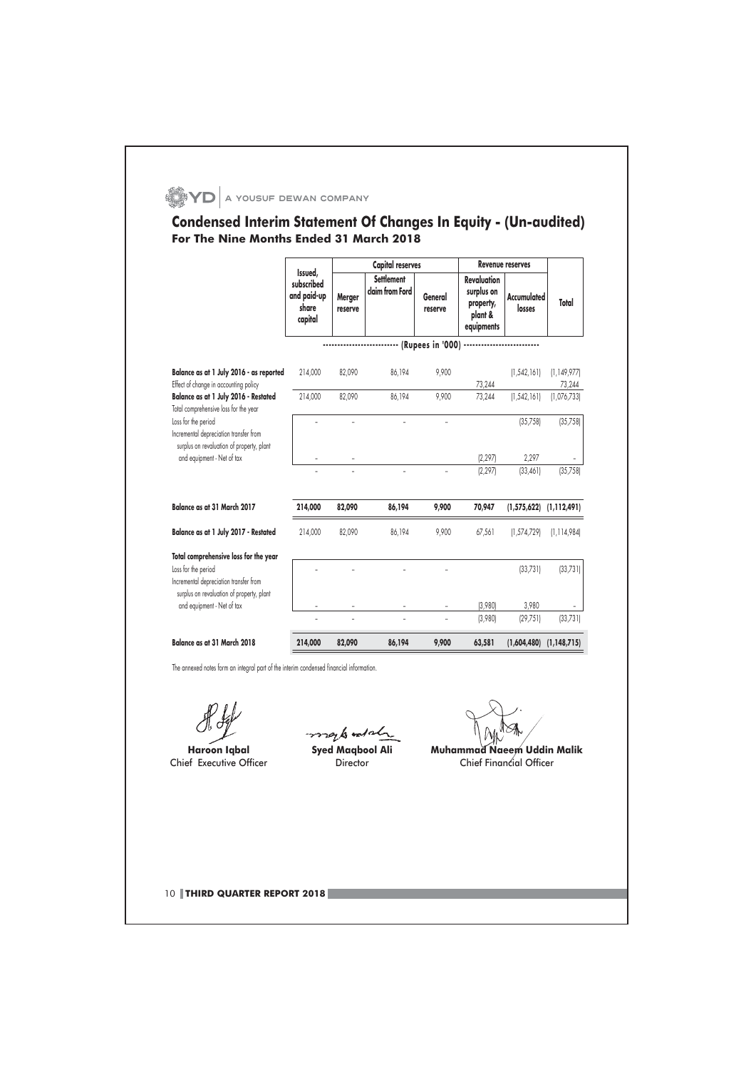## Condensed Interim Statement Of Changes In Equity - (Un-audited)
### For The Nine Months Ended 31 March 2018

| | Issued, subscribed and paid-up share capital | Capital reserves | | | Revenue reserves | | Total |
|---|---|---|---|---|---|---|---|
| | | Merger reserve | Settlement claim from Ford | General reserve | Revaluation surplus on property, plant & equipments | Accumulated losses | |
| | ------------------------- (Rupees in '000) ------------------------- | | | | | | |
| **Balance as at 1 July 2016 - as reported** | 214,000 | 82,090 | 86,194 | 9,900 | | (1,542,161) | (1,149,977) |
| Effect of change in accounting policy | | | | | 73,244 | | 73,244 |
| **Balance as at 1 July 2016 - Restated** | 214,000 | 82,090 | 86,194 | 9,900 | 73,244 | (1,542,161) | (1,076,733) |
| Total comprehensive loss for the year | | | | | | | |
| Loss for the period | - | - | - | - | | (35,758) | (35,758) |
| Incremental depreciation transfer from surplus on revaluation of property, plant and equipment - Net of tax | - | - | | | (2,297) | 2,297 | - |
| | - | - | - | - | (2,297) | (33,461) | (35,758) |
| **Balance as at 31 March 2017** | **214,000** | **82,090** | **86,194** | **9,900** | **70,947** | **(1,575,622)** | **(1,112,491)** |
| **Balance as at 1 July 2017 - Restated** | 214,000 | 82,090 | 86,194 | 9,900 | 67,561 | (1,574,729) | (1,114,984) |
| **Total comprehensive loss for the year** | | | | | | | |
| Loss for the period | - | - | - | - | | (33,731) | (33,731) |
| Incremental depreciation transfer from surplus on revaluation of property, plant and equipment - Net of tax | - | - | - | - | (3,980) | 3,980 | - |
| | - | - | - | - | (3,980) | (29,751) | (33,731) |
| **Balance as at 31 March 2018** | **214,000** | **82,090** | **86,194** | **9,900** | **63,581** | **(1,604,480)** | **(1,148,715)** |

The annexed notes form an integral part of the interim condensed financial information.

| **Haroon Iqbal** | **Syed Maqbool Ali** | **Muhammad Naeem Uddin Malik** |
|---|---|---|
| Chief Executive Officer | Director | Chief Financial Officer |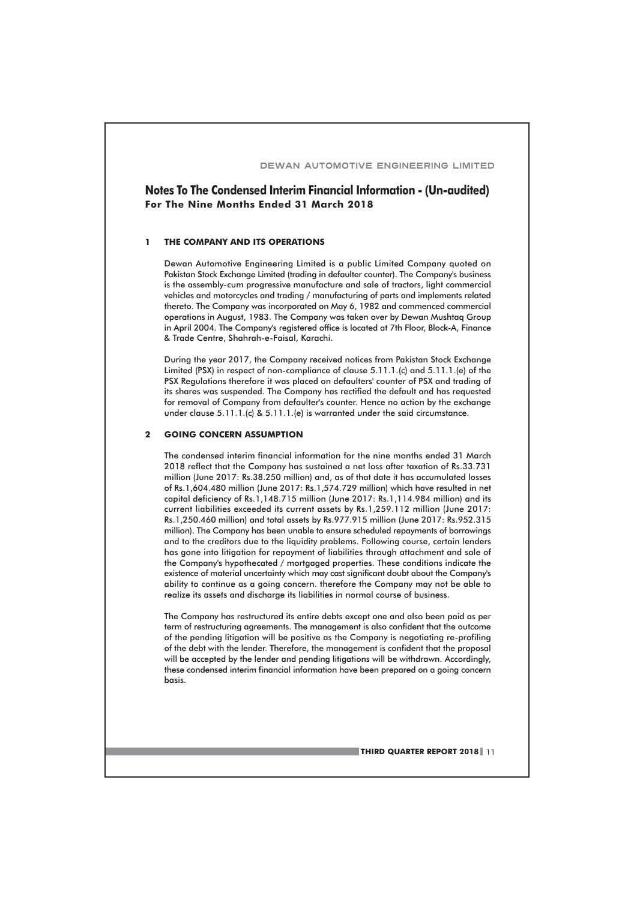# Notes To The Condensed Interim Financial Information - (Un-audited)
## For The Nine Months Ended 31 March 2018

### 1 THE COMPANY AND ITS OPERATIONS

Dewan Automotive Engineering Limited is a public Limited Company quoted on Pakistan Stock Exchange Limited (trading in defaulter counter). The Company's business is the assembly-cum progressive manufacture and sale of tractors, light commercial vehicles and motorcycles and trading / manufacturing of parts and implements related thereto. The Company was incorporated on May 6, 1982 and commenced commercial operations in August, 1983. The Company was taken over by Dewan Mushtaq Group in April 2004. The Company's registered office is located at 7th Floor, Block-A, Finance & Trade Centre, Shahrah-e-Faisal, Karachi.

During the year 2017, the Company received notices from Pakistan Stock Exchange Limited (PSX) in respect of non-compliance of clause 5.11.1.(c) and 5.11.1.(e) of the PSX Regulations therefore it was placed on defaulters' counter of PSX and trading of its shares was suspended. The Company has rectified the default and has requested for removal of Company from defaulter's counter. Hence no action by the exchange under clause 5.11.1.(c) & 5.11.1.(e) is warranted under the said circumstance.

### 2 GOING CONCERN ASSUMPTION

The condensed interim financial information for the nine months ended 31 March 2018 reflect that the Company has sustained a net loss after taxation of Rs.33.731 million (June 2017: Rs.38.250 million) and, as of that date it has accumulated losses of Rs.1,604.480 million (June 2017: Rs.1,574.729 million) which have resulted in net capital deficiency of Rs.1,148.715 million (June 2017: Rs.1,114.984 million) and its current liabilities exceeded its current assets by Rs.1,259.112 million (June 2017: Rs.1,250.460 million) and total assets by Rs.977.915 million (June 2017: Rs.952.315 million). The Company has been unable to ensure scheduled repayments of borrowings and to the creditors due to the liquidity problems. Following course, certain lenders has gone into litigation for repayment of liabilities through attachment and sale of the Company's hypothecated / mortgaged properties. These conditions indicate the existence of material uncertainty which may cast significant doubt about the Company's ability to continue as a going concern. therefore the Company may not be able to realize its assets and discharge its liabilities in normal course of business.

The Company has restructured its entire debts except one and also been paid as per term of restructuring agreements. The management is also confident that the outcome of the pending litigation will be positive as the Company is negotiating re-profiling of the debt with the lender. Therefore, the management is confident that the proposal will be accepted by the lender and pending litigations will be withdrawn. Accordingly, these condensed interim financial information have been prepared on a going concern basis.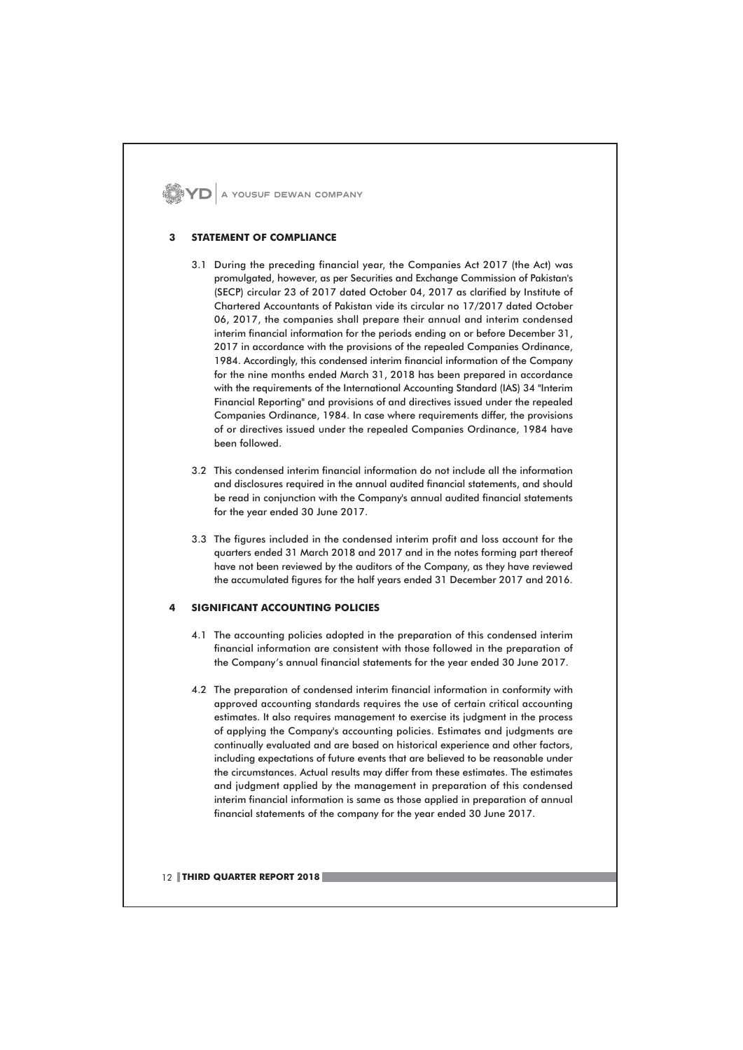## 3 STATEMENT OF COMPLIANCE

3.1 During the preceding financial year, the Companies Act 2017 (the Act) was promulgated, however, as per Securities and Exchange Commission of Pakistan's (SECP) circular 23 of 2017 dated October 04, 2017 as clarified by Institute of Chartered Accountants of Pakistan vide its circular no 17/2017 dated October 06, 2017, the companies shall prepare their annual and interim condensed interim financial information for the periods ending on or before December 31, 2017 in accordance with the provisions of the repealed Companies Ordinance, 1984. Accordingly, this condensed interim financial information of the Company for the nine months ended March 31, 2018 has been prepared in accordance with the requirements of the International Accounting Standard (IAS) 34 "Interim Financial Reporting" and provisions of and directives issued under the repealed Companies Ordinance, 1984. In case where requirements differ, the provisions of or directives issued under the repealed Companies Ordinance, 1984 have been followed.

3.2 This condensed interim financial information do not include all the information and disclosures required in the annual audited financial statements, and should be read in conjunction with the Company's annual audited financial statements for the year ended 30 June 2017.

3.3 The figures included in the condensed interim profit and loss account for the quarters ended 31 March 2018 and 2017 and in the notes forming part thereof have not been reviewed by the auditors of the Company, as they have reviewed the accumulated figures for the half years ended 31 December 2017 and 2016.

## 4 SIGNIFICANT ACCOUNTING POLICIES

4.1 The accounting policies adopted in the preparation of this condensed interim financial information are consistent with those followed in the preparation of the Company's annual financial statements for the year ended 30 June 2017.

4.2 The preparation of condensed interim financial information in conformity with approved accounting standards requires the use of certain critical accounting estimates. It also requires management to exercise its judgment in the process of applying the Company's accounting policies. Estimates and judgments are continually evaluated and are based on historical experience and other factors, including expectations of future events that are believed to be reasonable under the circumstances. Actual results may differ from these estimates. The estimates and judgment applied by the management in preparation of this condensed interim financial information is same as those applied in preparation of annual financial statements of the company for the year ended 30 June 2017.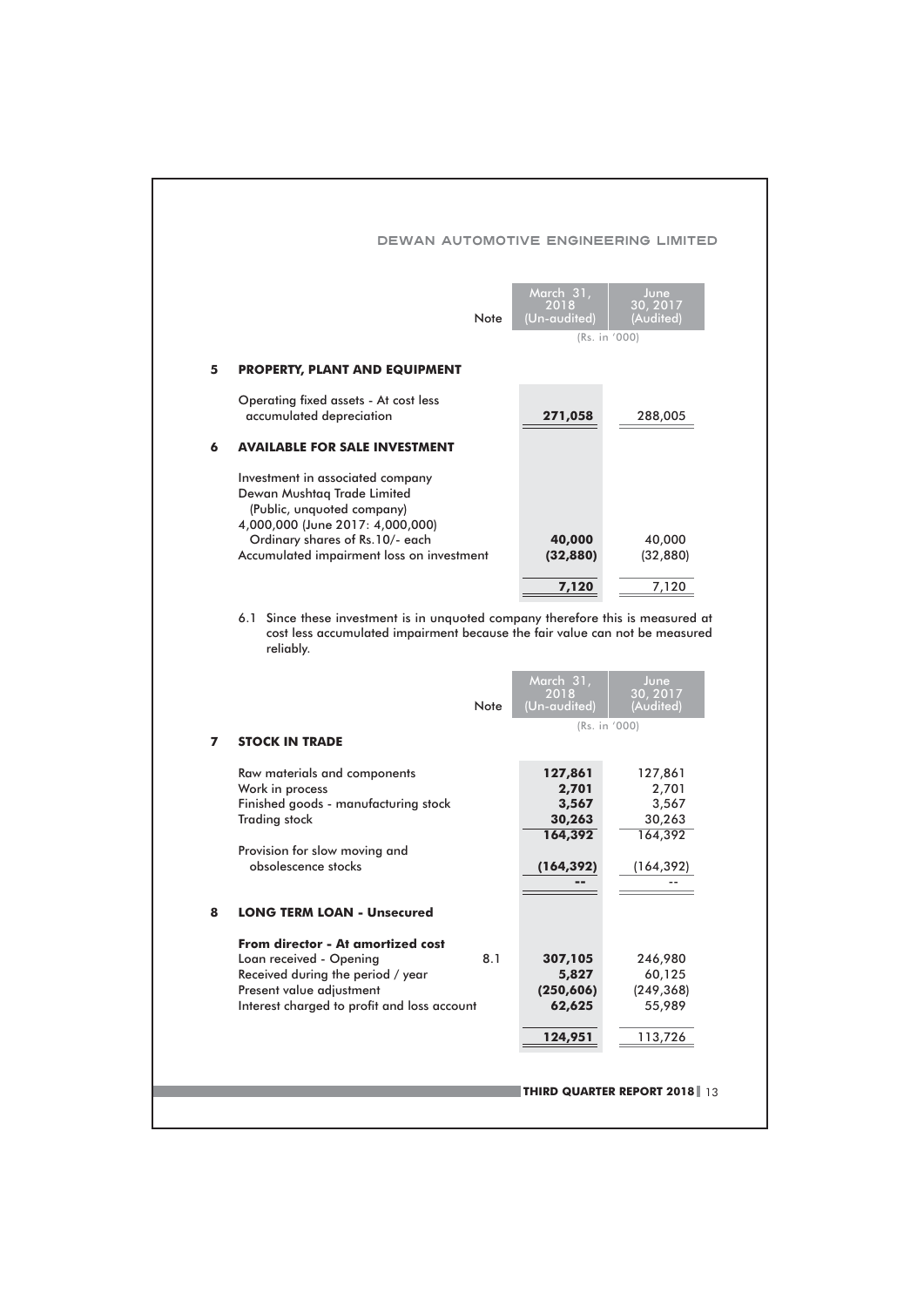| | Note | March 31, 2018 (Un-audited) | June 30, 2017 (Audited) |
|---|---|---|---|
| | | (Rs. in '000) | |
| **5 PROPERTY, PLANT AND EQUIPMENT** | | | |
| Operating fixed assets - At cost less accumulated depreciation | | **271,058** | 288,005 |
| **6 AVAILABLE FOR SALE INVESTMENT** | | | |
| Investment in associated company Dewan Mushtaq Trade Limited (Public, unquoted company) 4,000,000 (June 2017: 4,000,000) Ordinary shares of Rs.10/- each | | **40,000** | 40,000 |
| Accumulated impairment loss on investment | | **(32,880)** | (32,880) |
| | | **7,120** | 7,120 |

6.1 Since these investment is in unquoted company therefore this is measured at cost less accumulated impairment because the fair value can not be measured reliably.

| | Note | March 31, 2018 (Un-audited) | June 30, 2017 (Audited) |
|---|---|---|---|
| | | (Rs. in '000) | |
| **7 STOCK IN TRADE** | | | |
| Raw materials and components | | **127,861** | 127,861 |
| Work in process | | **2,701** | 2,701 |
| Finished goods - manufacturing stock | | **3,567** | 3,567 |
| Trading stock | | **30,263** | 30,263 |
| | | **164,392** | 164,392 |
| Provision for slow moving and obsolescence stocks | | **(164,392)** | (164,392) |
| | | **--** | -- |
| **8 LONG TERM LOAN - Unsecured** | | | |
| **From director - At amortized cost** | | | |
| Loan received - Opening | 8.1 | **307,105** | 246,980 |
| Received during the period / year | | **5,827** | 60,125 |
| Present value adjustment | | **(250,606)** | (249,368) |
| Interest charged to profit and loss account | | **62,625** | 55,989 |
| | | **124,951** | 113,726 |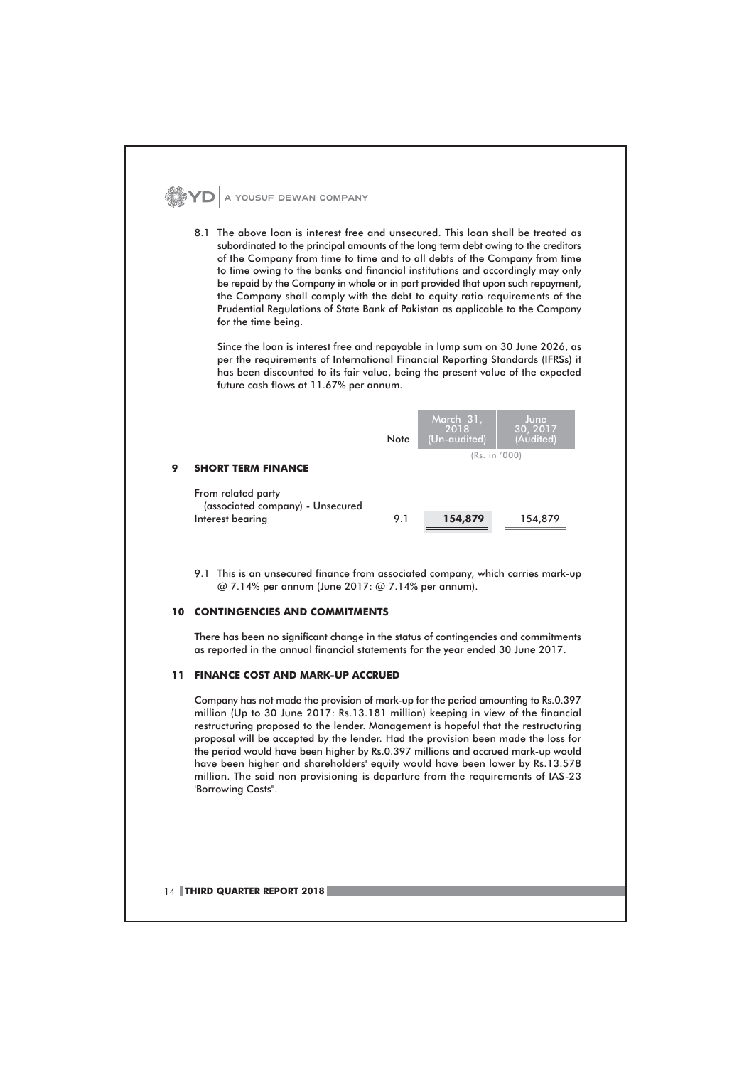8.1 The above loan is interest free and unsecured. This loan shall be treated as subordinated to the principal amounts of the long term debt owing to the creditors of the Company from time to time and to all debts of the Company from time to time owing to the banks and financial institutions and accordingly may only be repaid by the Company in whole or in part provided that upon such repayment, the Company shall comply with the debt to equity ratio requirements of the Prudential Regulations of State Bank of Pakistan as applicable to the Company for the time being.

Since the loan is interest free and repayable in lump sum on 30 June 2026, as per the requirements of International Financial Reporting Standards (IFRSs) it has been discounted to its fair value, being the present value of the expected future cash flows at 11.67% per annum.

| | Note | March 31, 2018 (Un-audited) | June 30, 2017 (Audited) |
|---|---|---|---|
| | | (Rs. in '000) | |
| **9 SHORT TERM FINANCE** | | | |
| From related party (associated company) - Unsecured | | | |
| Interest bearing | 9.1 | **154,879** | 154,879 |

9.1 This is an unsecured finance from associated company, which carries mark-up @ 7.14% per annum (June 2017: @ 7.14% per annum).

## 10 CONTINGENCIES AND COMMITMENTS

There has been no significant change in the status of contingencies and commitments as reported in the annual financial statements for the year ended 30 June 2017.

## 11 FINANCE COST AND MARK-UP ACCRUED

Company has not made the provision of mark-up for the period amounting to Rs.0.397 million (Up to 30 June 2017: Rs.13.181 million) keeping in view of the financial restructuring proposed to the lender. Management is hopeful that the restructuring proposal will be accepted by the lender. Had the provision been made the loss for the period would have been higher by Rs.0.397 millions and accrued mark-up would have been higher and shareholders' equity would have been lower by Rs.13.578 million. The said non provisioning is departure from the requirements of IAS-23 'Borrowing Costs".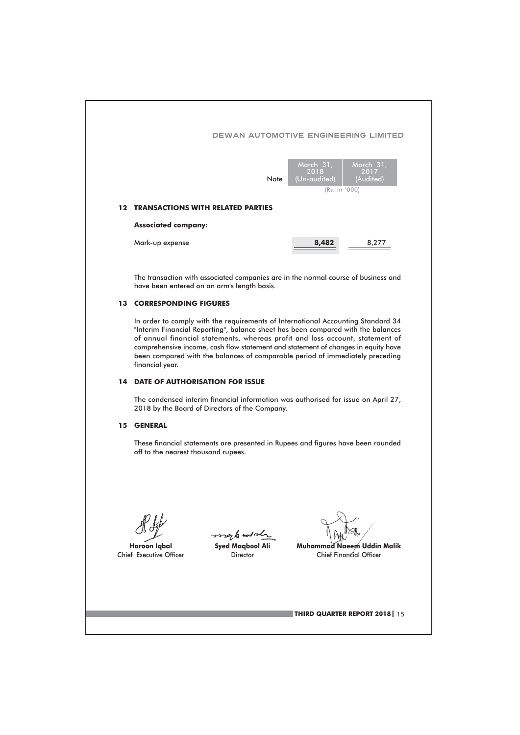| | Note | March 31, 2018 (Un-audited) | March 31, 2017 (Audited) |
|---|---|---|---|
| | | (Rs. in '000) | |

## 12 TRANSACTIONS WITH RELATED PARTIES

**Associated company:**

| | | | |
|---|---|---|---|
| Mark-up expense | | **8,482** | 8,277 |

The transaction with associated companies are in the normal course of business and have been entered on an arm's length basis.

## 13 CORRESPONDING FIGURES

In order to comply with the requirements of International Accounting Standard 34 "Interim Financial Reporting", balance sheet has been compared with the balances of annual financial statements, whereas profit and loss account, statement of comprehensive income, cash flow statement and statement of changes in equity have been compared with the balances of comparable period of immediately preceding financial year.

## 14 DATE OF AUTHORISATION FOR ISSUE

The condensed interim financial information was authorised for issue on April 27, 2018 by the Board of Directors of the Company.

## 15 GENERAL

These financial statements are presented in Rupees and figures have been rounded off to the nearest thousand rupees.

| | | |
|---|---|---|
| **Haroon Iqbal** | **Syed Maqbool Ali** | **Muhammad Naeem Uddin Malik** |
| Chief Executive Officer | Director | Chief Financial Officer |